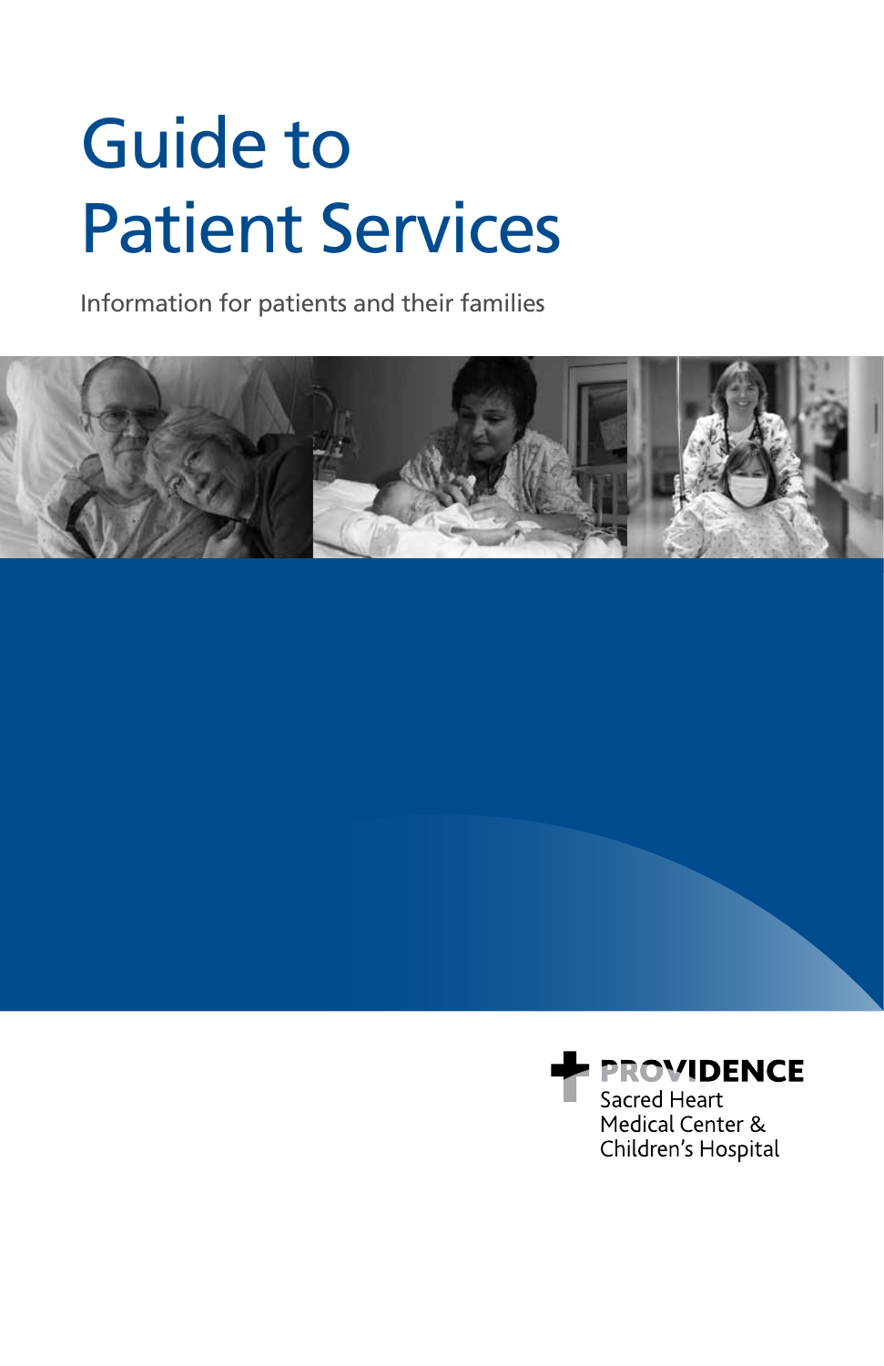# Guide to Patient Services

Information for patients and their families

PROVIDENCE
Sacred Heart
Medical Center &
Children's Hospital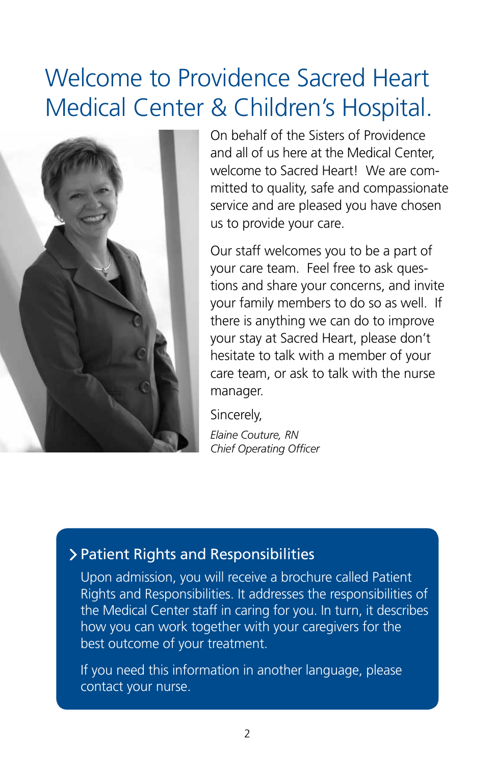# Welcome to Providence Sacred Heart Medical Center & Children's Hospital.

On behalf of the Sisters of Providence and all of us here at the Medical Center, welcome to Sacred Heart! We are committed to quality, safe and compassionate service and are pleased you have chosen us to provide your care.

Our staff welcomes you to be a part of your care team. Feel free to ask questions and share your concerns, and invite your family members to do so as well. If there is anything we can do to improve your stay at Sacred Heart, please don't hesitate to talk with a member of your care team, or ask to talk with the nurse manager.

Sincerely,

*Elaine Couture, RN*
*Chief Operating Officer*

## Patient Rights and Responsibilities

Upon admission, you will receive a brochure called Patient Rights and Responsibilities. It addresses the responsibilities of the Medical Center staff in caring for you. In turn, it describes how you can work together with your caregivers for the best outcome of your treatment.

If you need this information in another language, please contact your nurse.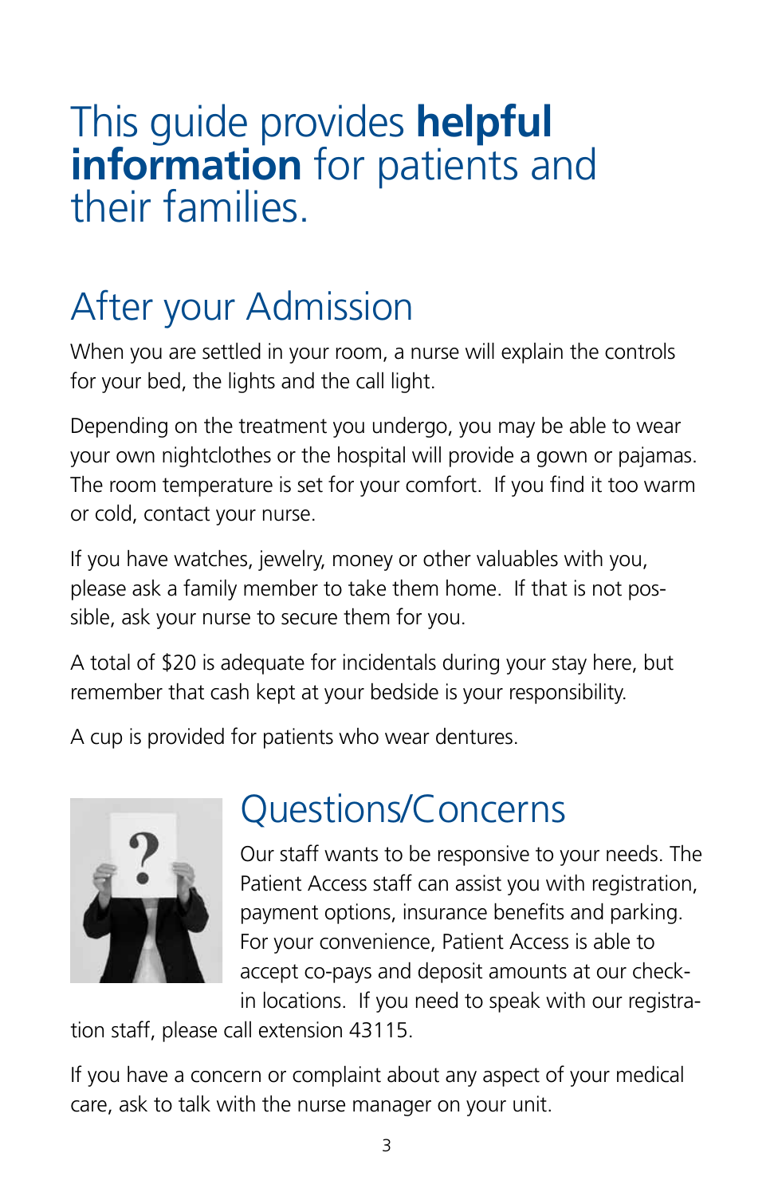# This guide provides **helpful information** for patients and their families.

## After your Admission

When you are settled in your room, a nurse will explain the controls for your bed, the lights and the call light.

Depending on the treatment you undergo, you may be able to wear your own nightclothes or the hospital will provide a gown or pajamas. The room temperature is set for your comfort. If you find it too warm or cold, contact your nurse.

If you have watches, jewelry, money or other valuables with you, please ask a family member to take them home. If that is not possible, ask your nurse to secure them for you.

A total of $20 is adequate for incidentals during your stay here, but remember that cash kept at your bedside is your responsibility.

A cup is provided for patients who wear dentures.

## Questions/Concerns

Our staff wants to be responsive to your needs. The Patient Access staff can assist you with registration, payment options, insurance benefits and parking. For your convenience, Patient Access is able to accept co-pays and deposit amounts at our check-in locations. If you need to speak with our registration staff, please call extension 43115.

If you have a concern or complaint about any aspect of your medical care, ask to talk with the nurse manager on your unit.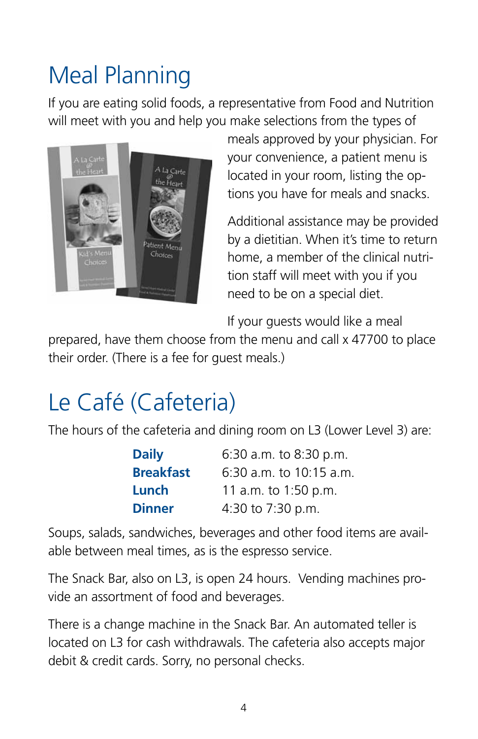# Meal Planning

If you are eating solid foods, a representative from Food and Nutrition will meet with you and help you make selections from the types of meals approved by your physician. For your convenience, a patient menu is located in your room, listing the options you have for meals and snacks.

Additional assistance may be provided by a dietitian. When it's time to return home, a member of the clinical nutrition staff will meet with you if you need to be on a special diet.

If your guests would like a meal prepared, have them choose from the menu and call x 47700 to place their order. (There is a fee for guest meals.)

# Le Café (Cafeteria)

The hours of the cafeteria and dining room on L3 (Lower Level 3) are:

| | |
|---|---|
| **Daily** | 6:30 a.m. to 8:30 p.m. |
| **Breakfast** | 6:30 a.m. to 10:15 a.m. |
| **Lunch** | 11 a.m. to 1:50 p.m. |
| **Dinner** | 4:30 to 7:30 p.m. |

Soups, salads, sandwiches, beverages and other food items are available between meal times, as is the espresso service.

The Snack Bar, also on L3, is open 24 hours. Vending machines provide an assortment of food and beverages.

There is a change machine in the Snack Bar. An automated teller is located on L3 for cash withdrawals. The cafeteria also accepts major debit & credit cards. Sorry, no personal checks.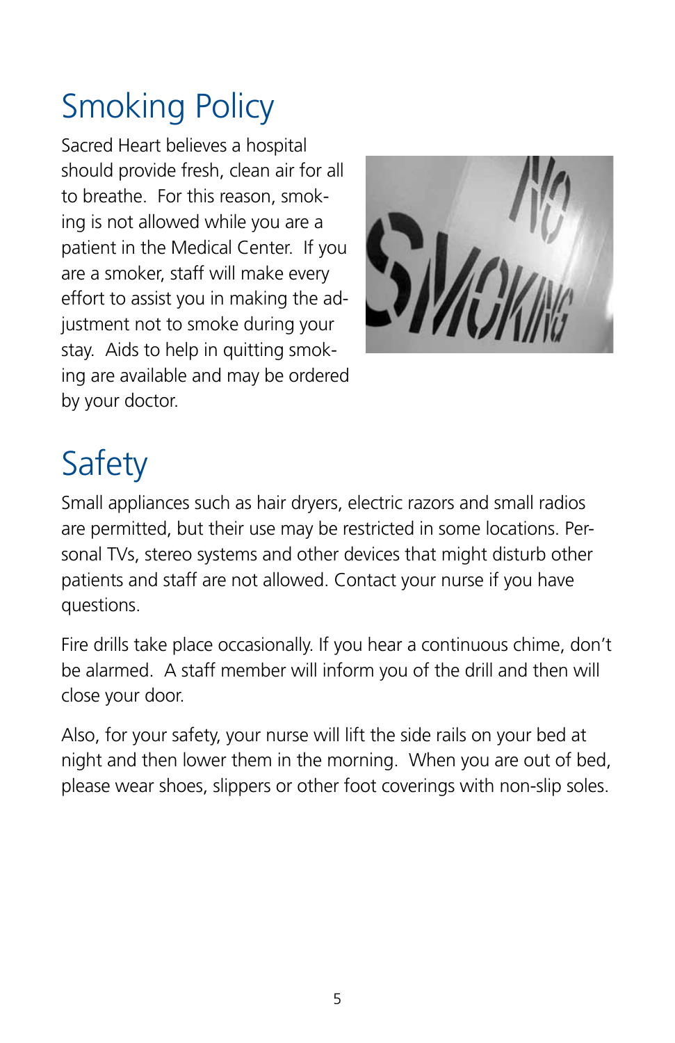# Smoking Policy

Sacred Heart believes a hospital should provide fresh, clean air for all to breathe. For this reason, smoking is not allowed while you are a patient in the Medical Center. If you are a smoker, staff will make every effort to assist you in making the adjustment not to smoke during your stay. Aids to help in quitting smoking are available and may be ordered by your doctor.

# Safety

Small appliances such as hair dryers, electric razors and small radios are permitted, but their use may be restricted in some locations. Personal TVs, stereo systems and other devices that might disturb other patients and staff are not allowed. Contact your nurse if you have questions.

Fire drills take place occasionally. If you hear a continuous chime, don't be alarmed. A staff member will inform you of the drill and then will close your door.

Also, for your safety, your nurse will lift the side rails on your bed at night and then lower them in the morning. When you are out of bed, please wear shoes, slippers or other foot coverings with non-slip soles.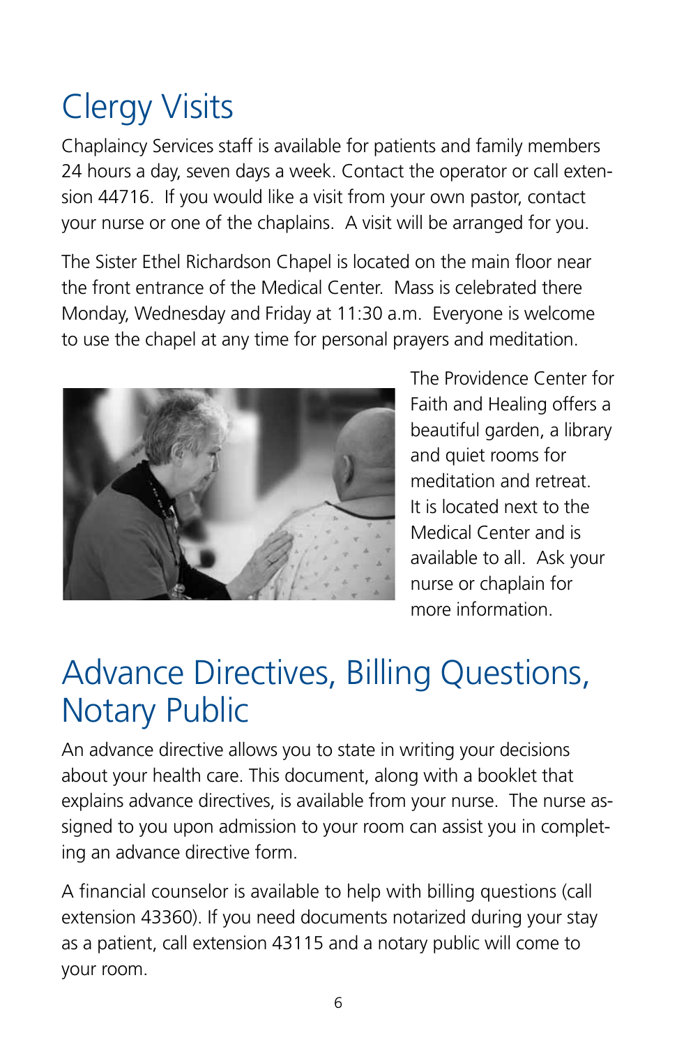# Clergy Visits

Chaplaincy Services staff is available for patients and family members 24 hours a day, seven days a week. Contact the operator or call extension 44716. If you would like a visit from your own pastor, contact your nurse or one of the chaplains. A visit will be arranged for you.

The Sister Ethel Richardson Chapel is located on the main floor near the front entrance of the Medical Center. Mass is celebrated there Monday, Wednesday and Friday at 11:30 a.m. Everyone is welcome to use the chapel at any time for personal prayers and meditation.

The Providence Center for Faith and Healing offers a beautiful garden, a library and quiet rooms for meditation and retreat. It is located next to the Medical Center and is available to all. Ask your nurse or chaplain for more information.

# Advance Directives, Billing Questions, Notary Public

An advance directive allows you to state in writing your decisions about your health care. This document, along with a booklet that explains advance directives, is available from your nurse. The nurse assigned to you upon admission to your room can assist you in completing an advance directive form.

A financial counselor is available to help with billing questions (call extension 43360). If you need documents notarized during your stay as a patient, call extension 43115 and a notary public will come to your room.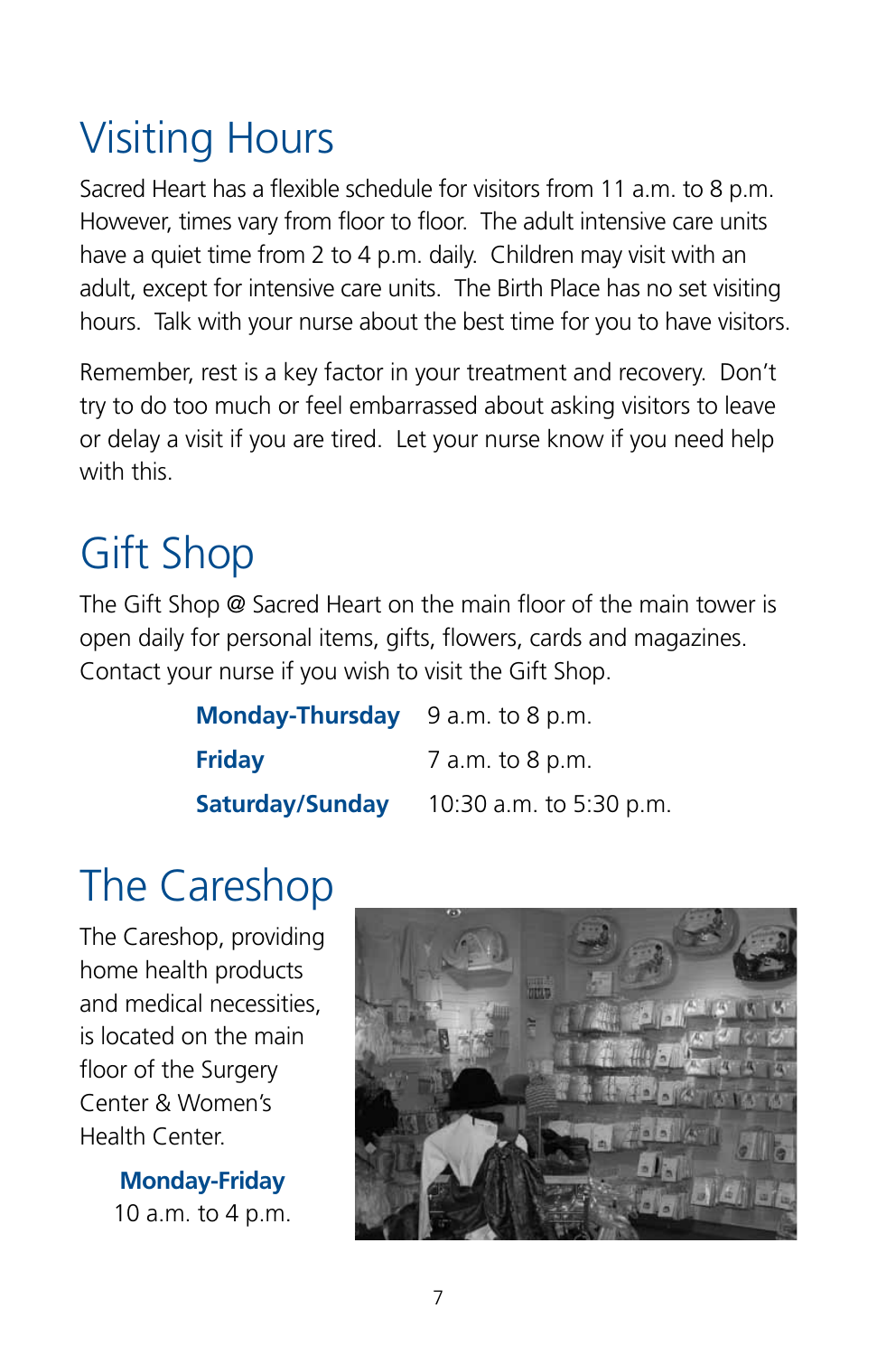# Visiting Hours

Sacred Heart has a flexible schedule for visitors from 11 a.m. to 8 p.m. However, times vary from floor to floor. The adult intensive care units have a quiet time from 2 to 4 p.m. daily. Children may visit with an adult, except for intensive care units. The Birth Place has no set visiting hours. Talk with your nurse about the best time for you to have visitors.

Remember, rest is a key factor in your treatment and recovery. Don't try to do too much or feel embarrassed about asking visitors to leave or delay a visit if you are tired. Let your nurse know if you need help with this.

# Gift Shop

The Gift Shop @ Sacred Heart on the main floor of the main tower is open daily for personal items, gifts, flowers, cards and magazines. Contact your nurse if you wish to visit the Gift Shop.

| | |
|---|---|
| **Monday-Thursday** | 9 a.m. to 8 p.m. |
| **Friday** | 7 a.m. to 8 p.m. |
| **Saturday/Sunday** | 10:30 a.m. to 5:30 p.m. |

# The Careshop

The Careshop, providing home health products and medical necessities, is located on the main floor of the Surgery Center & Women's Health Center.

**Monday-Friday**
10 a.m. to 4 p.m.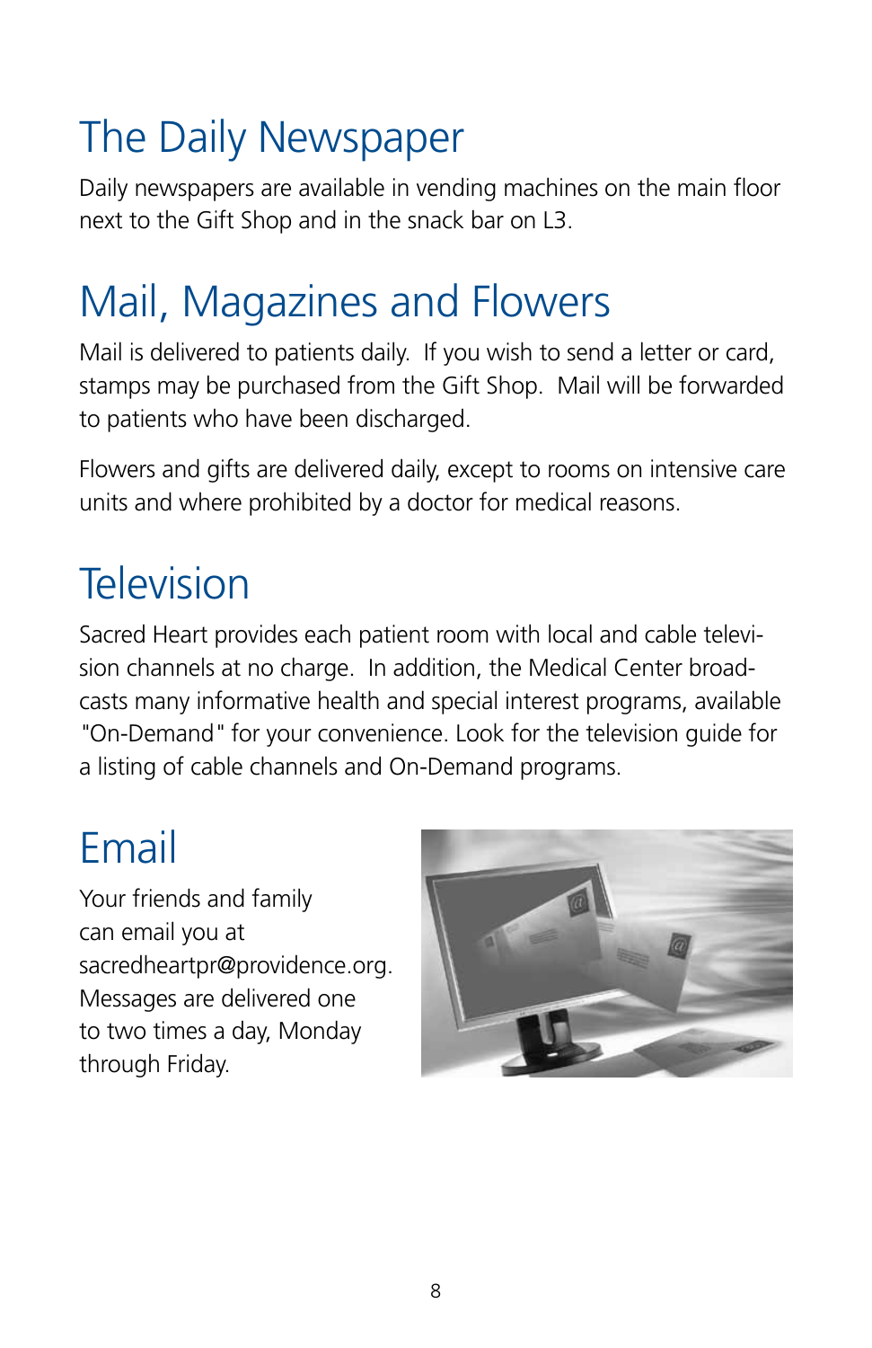# The Daily Newspaper

Daily newspapers are available in vending machines on the main floor next to the Gift Shop and in the snack bar on L3.

# Mail, Magazines and Flowers

Mail is delivered to patients daily. If you wish to send a letter or card, stamps may be purchased from the Gift Shop. Mail will be forwarded to patients who have been discharged.

Flowers and gifts are delivered daily, except to rooms on intensive care units and where prohibited by a doctor for medical reasons.

# Television

Sacred Heart provides each patient room with local and cable television channels at no charge. In addition, the Medical Center broadcasts many informative health and special interest programs, available "On-Demand" for your convenience. Look for the television guide for a listing of cable channels and On-Demand programs.

# Email

Your friends and family can email you at sacredheartpr@providence.org. Messages are delivered one to two times a day, Monday through Friday.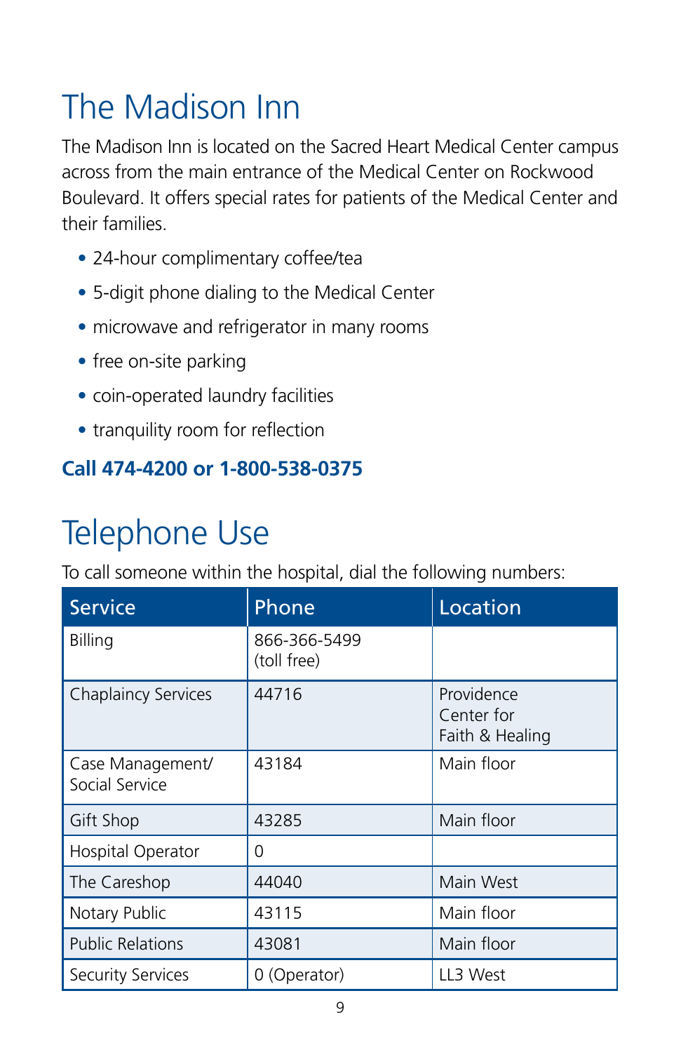# The Madison Inn

The Madison Inn is located on the Sacred Heart Medical Center campus across from the main entrance of the Medical Center on Rockwood Boulevard. It offers special rates for patients of the Medical Center and their families.

- 24-hour complimentary coffee/tea
- 5-digit phone dialing to the Medical Center
- microwave and refrigerator in many rooms
- free on-site parking
- coin-operated laundry facilities
- tranquility room for reflection

**Call 474-4200 or 1-800-538-0375**

# Telephone Use

To call someone within the hospital, dial the following numbers:

| Service | Phone | Location |
|---|---|---|
| Billing | 866-366-5499 (toll free) | |
| Chaplaincy Services | 44716 | Providence Center for Faith & Healing |
| Case Management/ Social Service | 43184 | Main floor |
| Gift Shop | 43285 | Main floor |
| Hospital Operator | 0 | |
| The Careshop | 44040 | Main West |
| Notary Public | 43115 | Main floor |
| Public Relations | 43081 | Main floor |
| Security Services | 0 (Operator) | LL3 West |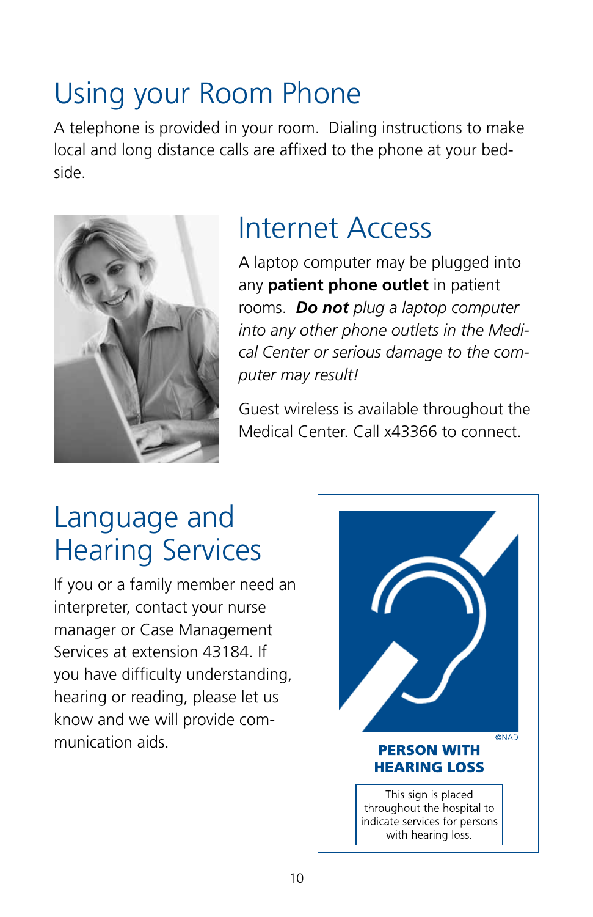# Using your Room Phone

A telephone is provided in your room. Dialing instructions to make local and long distance calls are affixed to the phone at your bedside.

# Internet Access

A laptop computer may be plugged into any **patient phone outlet** in patient rooms. ***Do not*** *plug a laptop computer into any other phone outlets in the Medical Center or serious damage to the computer may result!*

Guest wireless is available throughout the Medical Center. Call x43366 to connect.

# Language and Hearing Services

If you or a family member need an interpreter, contact your nurse manager or Case Management Services at extension 43184. If you have difficulty understanding, hearing or reading, please let us know and we will provide communication aids.

©NAD

**PERSON WITH HEARING LOSS**

This sign is placed throughout the hospital to indicate services for persons with hearing loss.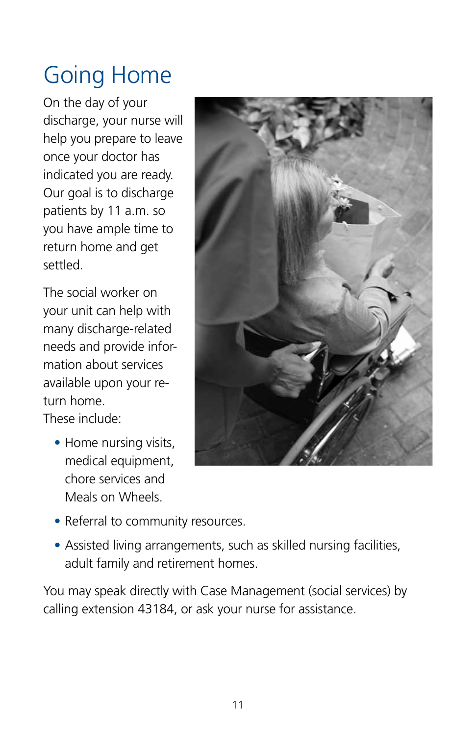# Going Home

On the day of your discharge, your nurse will help you prepare to leave once your doctor has indicated you are ready. Our goal is to discharge patients by 11 a.m. so you have ample time to return home and get settled.

The social worker on your unit can help with many discharge-related needs and provide information about services available upon your return home.
These include:

- Home nursing visits, medical equipment, chore services and Meals on Wheels.
- Referral to community resources.
- Assisted living arrangements, such as skilled nursing facilities, adult family and retirement homes.

You may speak directly with Case Management (social services) by calling extension 43184, or ask your nurse for assistance.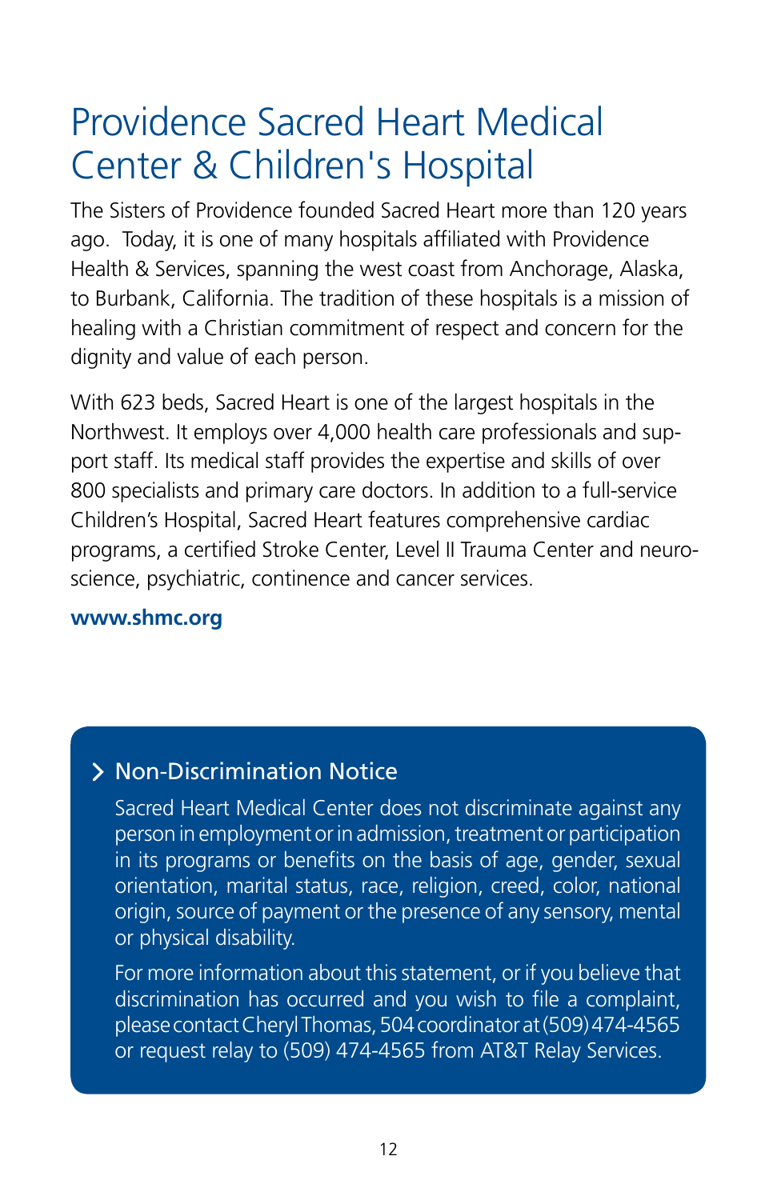# Providence Sacred Heart Medical Center & Children's Hospital

The Sisters of Providence founded Sacred Heart more than 120 years ago. Today, it is one of many hospitals affiliated with Providence Health & Services, spanning the west coast from Anchorage, Alaska, to Burbank, California. The tradition of these hospitals is a mission of healing with a Christian commitment of respect and concern for the dignity and value of each person.

With 623 beds, Sacred Heart is one of the largest hospitals in the Northwest. It employs over 4,000 health care professionals and support staff. Its medical staff provides the expertise and skills of over 800 specialists and primary care doctors. In addition to a full-service Children's Hospital, Sacred Heart features comprehensive cardiac programs, a certified Stroke Center, Level II Trauma Center and neuroscience, psychiatric, continence and cancer services.

**www.shmc.org**

## Non-Discrimination Notice

Sacred Heart Medical Center does not discriminate against any person in employment or in admission, treatment or participation in its programs or benefits on the basis of age, gender, sexual orientation, marital status, race, religion, creed, color, national origin, source of payment or the presence of any sensory, mental or physical disability.

For more information about this statement, or if you believe that discrimination has occurred and you wish to file a complaint, please contact Cheryl Thomas, 504 coordinator at (509) 474-4565 or request relay to (509) 474-4565 from AT&T Relay Services.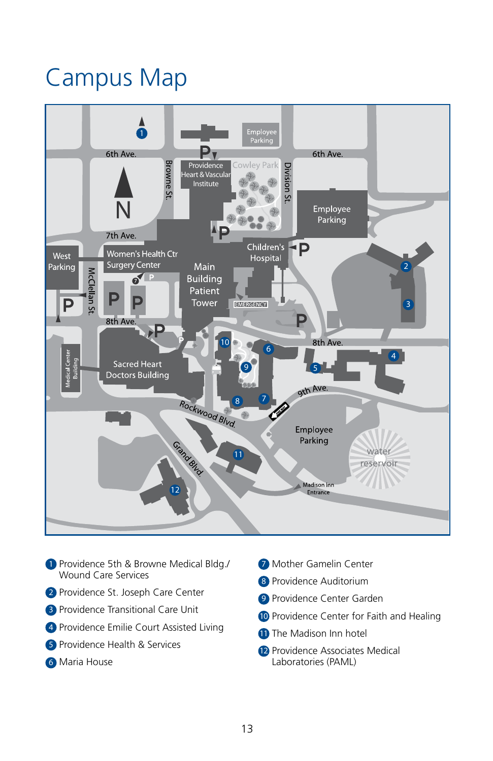# Campus Map

1. Providence 5th & Browne Medical Bldg./ Wound Care Services
2. Providence St. Joseph Care Center
3. Providence Transitional Care Unit
4. Providence Emilie Court Assisted Living
5. Providence Health & Services
6. Maria House
7. Mother Gamelin Center
8. Providence Auditorium
9. Providence Center Garden
10. Providence Center for Faith and Healing
11. The Madison Inn hotel
12. Providence Associates Medical Laboratories (PAML)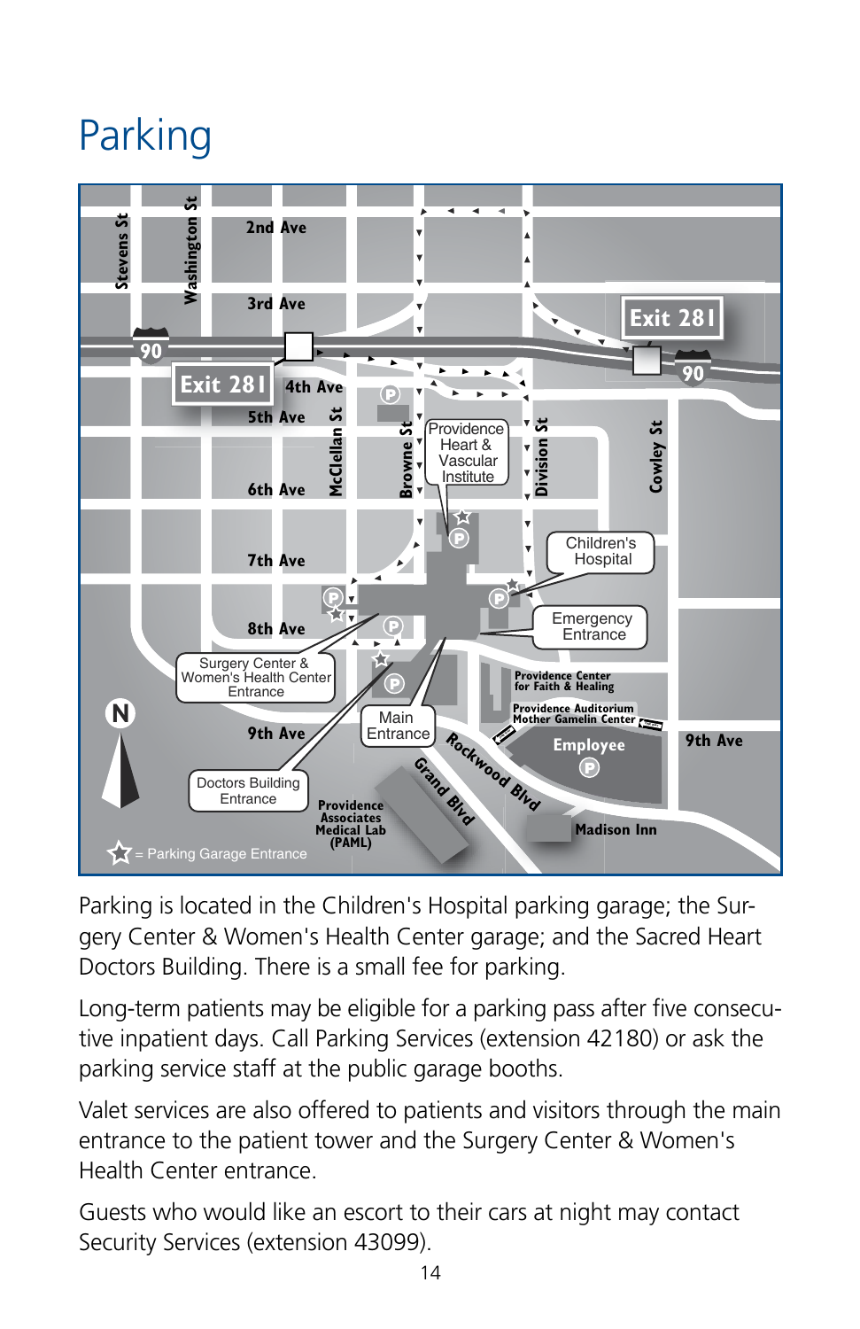# Parking

Parking is located in the Children's Hospital parking garage; the Surgery Center & Women's Health Center garage; and the Sacred Heart Doctors Building. There is a small fee for parking.

Long-term patients may be eligible for a parking pass after five consecutive inpatient days. Call Parking Services (extension 42180) or ask the parking service staff at the public garage booths.

Valet services are also offered to patients and visitors through the main entrance to the patient tower and the Surgery Center & Women's Health Center entrance.

Guests who would like an escort to their cars at night may contact Security Services (extension 43099).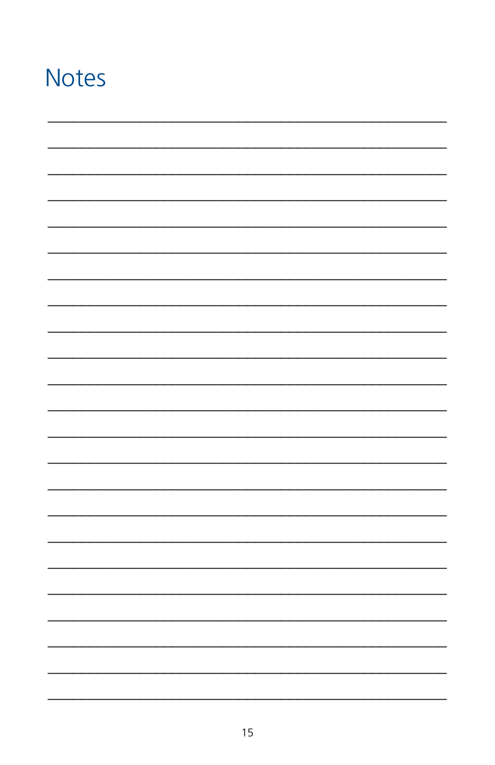# Notes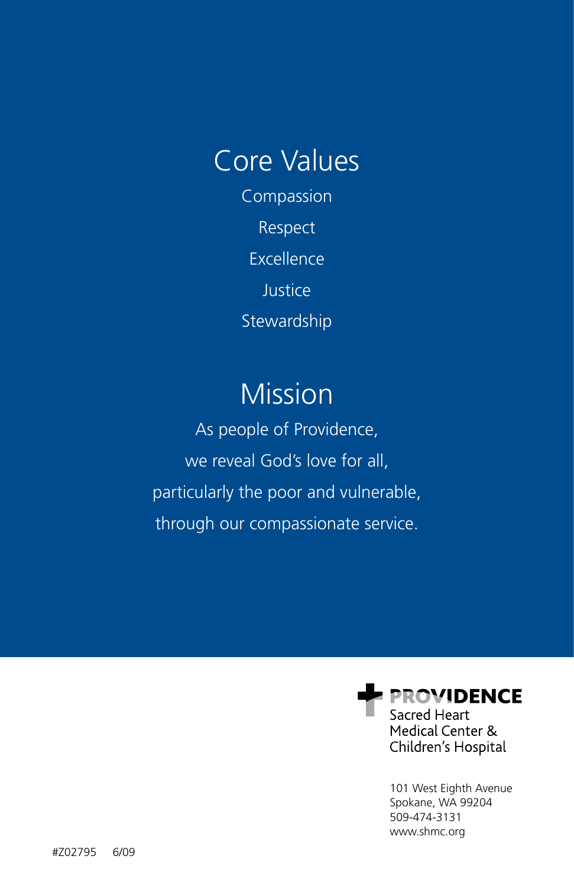## Core Values

Compassion

Respect

Excellence

Justice

Stewardship

## Mission

As people of Providence,
we reveal God's love for all,
particularly the poor and vulnerable,
through our compassionate service.

**PROVIDENCE**
Sacred Heart
Medical Center &
Children's Hospital

101 West Eighth Avenue
Spokane, WA 99204
509-474-3131
www.shmc.org

#Z02795 6/09